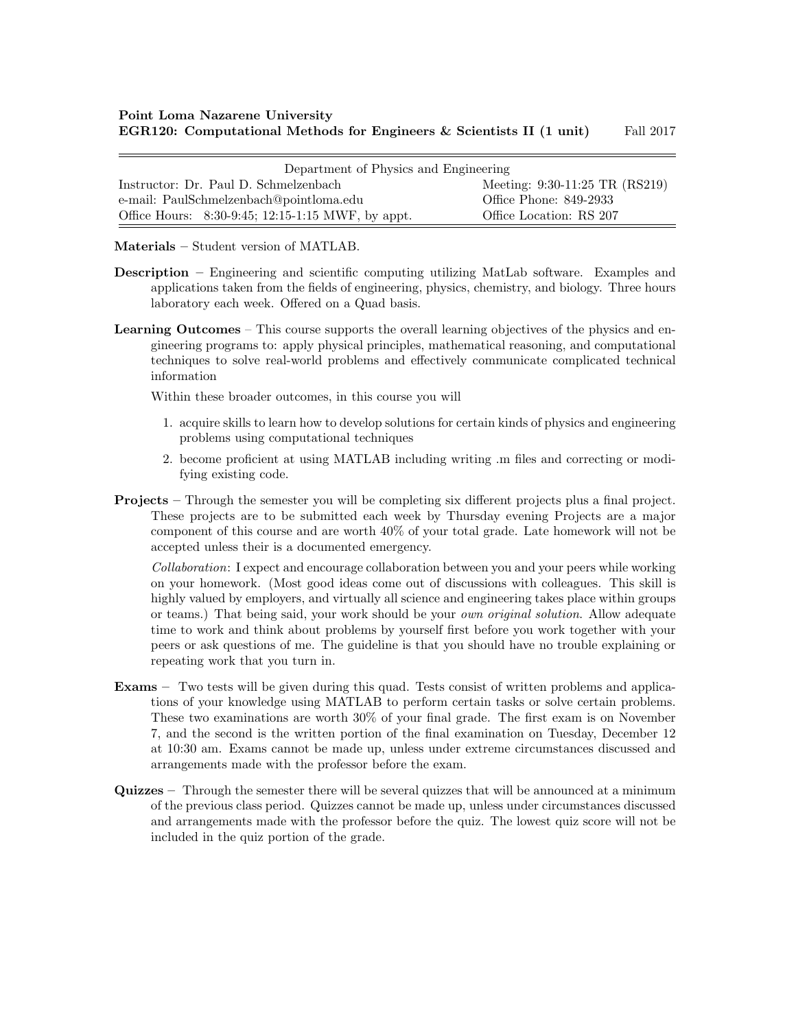**Point Loma Nazarene University**
**EGR120: Computational Methods for Engineers & Scientists II (1 unit)** Fall 2017

| Department of Physics and Engineering | |
|---|---|
| Instructor: Dr. Paul D. Schmelzenbach | Meeting: 9:30-11:25 TR (RS219) |
| e-mail: PaulSchmelzenbach@pointloma.edu | Office Phone: 849-2933 |
| Office Hours: 8:30-9:45; 12:15-1:15 MWF, by appt. | Office Location: RS 207 |

**Materials** – Student version of MATLAB.

**Description** – Engineering and scientific computing utilizing MatLab software. Examples and applications taken from the fields of engineering, physics, chemistry, and biology. Three hours laboratory each week. Offered on a Quad basis.

**Learning Outcomes** – This course supports the overall learning objectives of the physics and engineering programs to: apply physical principles, mathematical reasoning, and computational techniques to solve real-world problems and effectively communicate complicated technical information

Within these broader outcomes, in this course you will

1. acquire skills to learn how to develop solutions for certain kinds of physics and engineering problems using computational techniques
2. become proficient at using MATLAB including writing .m files and correcting or modifying existing code.

**Projects** – Through the semester you will be completing six different projects plus a final project. These projects are to be submitted each week by Thursday evening Projects are a major component of this course and are worth 40% of your total grade. Late homework will not be accepted unless their is a documented emergency.

*Collaboration*: I expect and encourage collaboration between you and your peers while working on your homework. (Most good ideas come out of discussions with colleagues. This skill is highly valued by employers, and virtually all science and engineering takes place within groups or teams.) That being said, your work should be your *own original solution*. Allow adequate time to work and think about problems by yourself first before you work together with your peers or ask questions of me. The guideline is that you should have no trouble explaining or repeating work that you turn in.

**Exams** – Two tests will be given during this quad. Tests consist of written problems and applications of your knowledge using MATLAB to perform certain tasks or solve certain problems. These two examinations are worth 30% of your final grade. The first exam is on November 7, and the second is the written portion of the final examination on Tuesday, December 12 at 10:30 am. Exams cannot be made up, unless under extreme circumstances discussed and arrangements made with the professor before the exam.

**Quizzes** – Through the semester there will be several quizzes that will be announced at a minimum of the previous class period. Quizzes cannot be made up, unless under circumstances discussed and arrangements made with the professor before the quiz. The lowest quiz score will not be included in the quiz portion of the grade.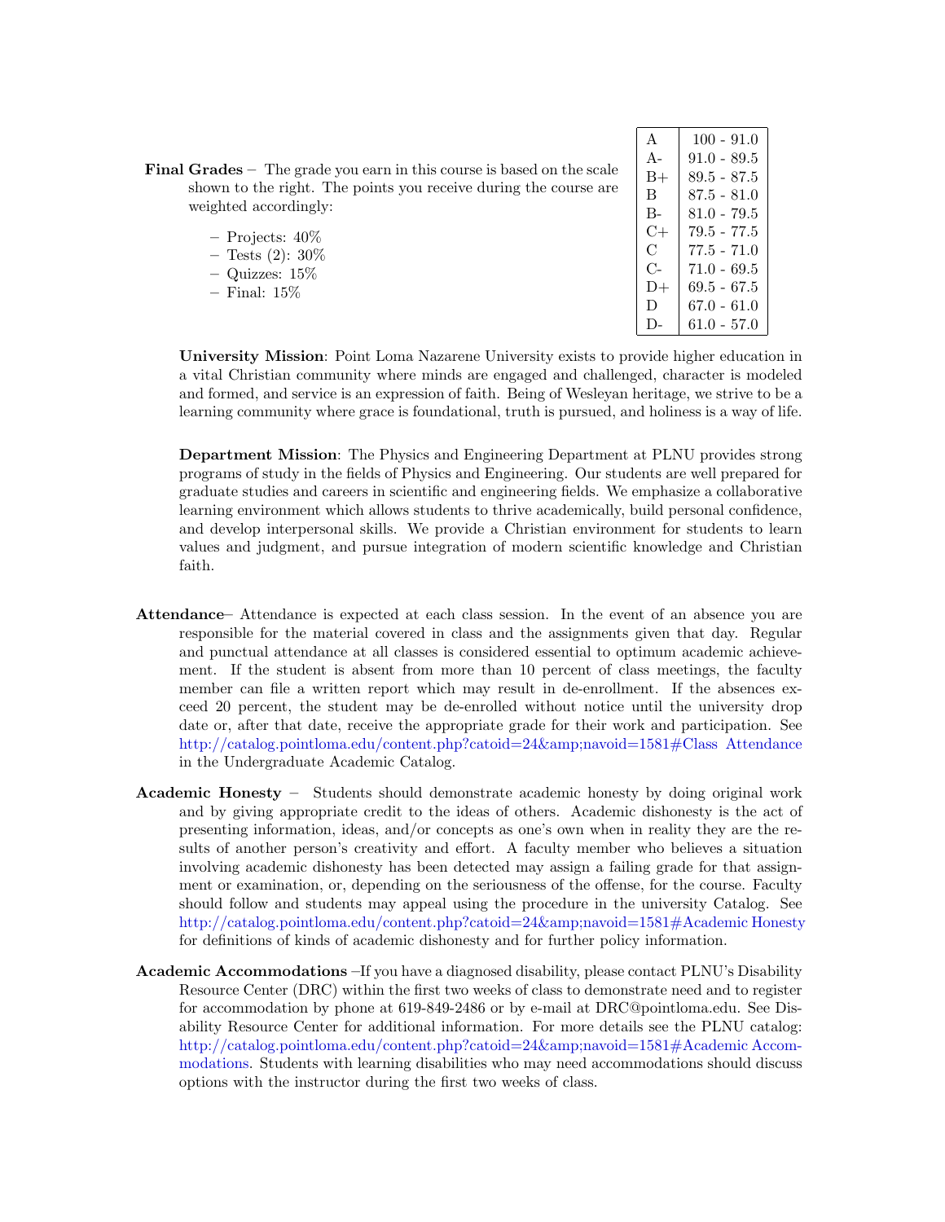**Final Grades** – The grade you earn in this course is based on the scale shown to the right. The points you receive during the course are weighted accordingly:

- Projects: 40%
- Tests (2): 30%
- Quizzes: 15%
- Final: 15%

| Grade | Range |
|---|---|
| A | 100 - 91.0 |
| A- | 91.0 - 89.5 |
| B+ | 89.5 - 87.5 |
| B | 87.5 - 81.0 |
| B- | 81.0 - 79.5 |
| C+ | 79.5 - 77.5 |
| C | 77.5 - 71.0 |
| C- | 71.0 - 69.5 |
| D+ | 69.5 - 67.5 |
| D | 67.0 - 61.0 |
| D- | 61.0 - 57.0 |

**University Mission**: Point Loma Nazarene University exists to provide higher education in a vital Christian community where minds are engaged and challenged, character is modeled and formed, and service is an expression of faith. Being of Wesleyan heritage, we strive to be a learning community where grace is foundational, truth is pursued, and holiness is a way of life.

**Department Mission**: The Physics and Engineering Department at PLNU provides strong programs of study in the fields of Physics and Engineering. Our students are well prepared for graduate studies and careers in scientific and engineering fields. We emphasize a collaborative learning environment which allows students to thrive academically, build personal confidence, and develop interpersonal skills. We provide a Christian environment for students to learn values and judgment, and pursue integration of modern scientific knowledge and Christian faith.

**Attendance**– Attendance is expected at each class session. In the event of an absence you are responsible for the material covered in class and the assignments given that day. Regular and punctual attendance at all classes is considered essential to optimum academic achievement. If the student is absent from more than 10 percent of class meetings, the faculty member can file a written report which may result in de-enrollment. If the absences exceed 20 percent, the student may be de-enrolled without notice until the university drop date or, after that date, receive the appropriate grade for their work and participation. See http://catalog.pointloma.edu/content.php?catoid=24&amp;navoid=1581#Class Attendance in the Undergraduate Academic Catalog.

**Academic Honesty** – Students should demonstrate academic honesty by doing original work and by giving appropriate credit to the ideas of others. Academic dishonesty is the act of presenting information, ideas, and/or concepts as one's own when in reality they are the results of another person's creativity and effort. A faculty member who believes a situation involving academic dishonesty has been detected may assign a failing grade for that assignment or examination, or, depending on the seriousness of the offense, for the course. Faculty should follow and students may appeal using the procedure in the university Catalog. See http://catalog.pointloma.edu/content.php?catoid=24&amp;navoid=1581#Academic Honesty for definitions of kinds of academic dishonesty and for further policy information.

**Academic Accommodations** –If you have a diagnosed disability, please contact PLNU's Disability Resource Center (DRC) within the first two weeks of class to demonstrate need and to register for accommodation by phone at 619-849-2486 or by e-mail at DRC@pointloma.edu. See Disability Resource Center for additional information. For more details see the PLNU catalog: http://catalog.pointloma.edu/content.php?catoid=24&amp;navoid=1581#Academic Accommodations. Students with learning disabilities who may need accommodations should discuss options with the instructor during the first two weeks of class.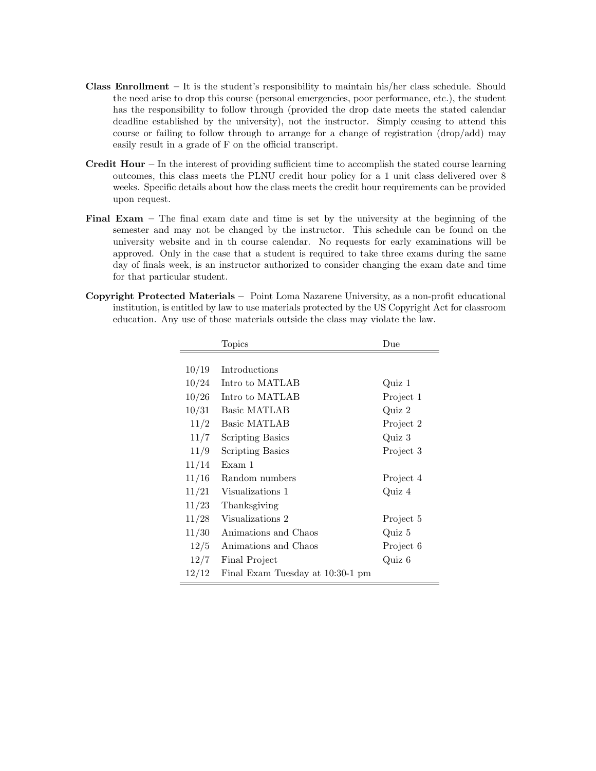**Class Enrollment** – It is the student's responsibility to maintain his/her class schedule. Should the need arise to drop this course (personal emergencies, poor performance, etc.), the student has the responsibility to follow through (provided the drop date meets the stated calendar deadline established by the university), not the instructor. Simply ceasing to attend this course or failing to follow through to arrange for a change of registration (drop/add) may easily result in a grade of F on the official transcript.

**Credit Hour** – In the interest of providing sufficient time to accomplish the stated course learning outcomes, this class meets the PLNU credit hour policy for a 1 unit class delivered over 8 weeks. Specific details about how the class meets the credit hour requirements can be provided upon request.

**Final Exam** – The final exam date and time is set by the university at the beginning of the semester and may not be changed by the instructor. This schedule can be found on the university website and in th course calendar. No requests for early examinations will be approved. Only in the case that a student is required to take three exams during the same day of finals week, is an instructor authorized to consider changing the exam date and time for that particular student.

**Copyright Protected Materials** – Point Loma Nazarene University, as a non-profit educational institution, is entitled by law to use materials protected by the US Copyright Act for classroom education. Any use of those materials outside the class may violate the law.

| | Topics | Due |
|---|---|---|
| 10/19 | Introductions | |
| 10/24 | Intro to MATLAB | Quiz 1 |
| 10/26 | Intro to MATLAB | Project 1 |
| 10/31 | Basic MATLAB | Quiz 2 |
| 11/2 | Basic MATLAB | Project 2 |
| 11/7 | Scripting Basics | Quiz 3 |
| 11/9 | Scripting Basics | Project 3 |
| 11/14 | Exam 1 | |
| 11/16 | Random numbers | Project 4 |
| 11/21 | Visualizations 1 | Quiz 4 |
| 11/23 | Thanksgiving | |
| 11/28 | Visualizations 2 | Project 5 |
| 11/30 | Animations and Chaos | Quiz 5 |
| 12/5 | Animations and Chaos | Project 6 |
| 12/7 | Final Project | Quiz 6 |
| 12/12 | Final Exam Tuesday at 10:30-1 pm | |